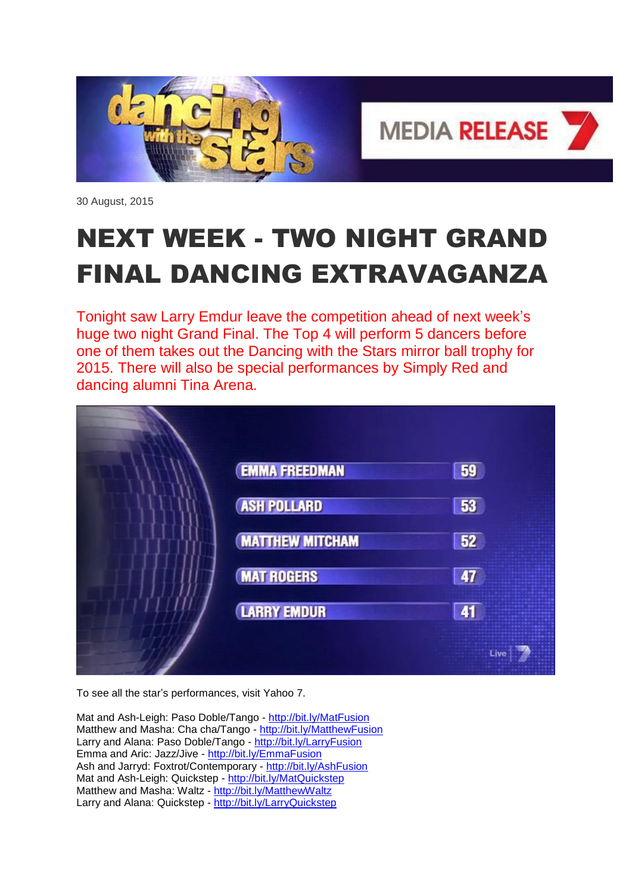30 August, 2015

# NEXT WEEK - TWO NIGHT GRAND FINAL DANCING EXTRAVAGANZA

Tonight saw Larry Emdur leave the competition ahead of next week's huge two night Grand Final. The Top 4 will perform 5 dancers before one of them takes out the Dancing with the Stars mirror ball trophy for 2015. There will also be special performances by Simply Red and dancing alumni Tina Arena.

| | |
|---|---|
| EMMA FREEDMAN | 59 |
| ASH POLLARD | 53 |
| MATTHEW MITCHAM | 52 |
| MAT ROGERS | 47 |
| LARRY EMDUR | 41 |

To see all the star's performances, visit Yahoo 7.

Mat and Ash-Leigh: Paso Doble/Tango - http://bit.ly/MatFusion
Matthew and Masha: Cha cha/Tango - http://bit.ly/MatthewFusion
Larry and Alana: Paso Doble/Tango - http://bit.ly/LarryFusion
Emma and Aric: Jazz/Jive - http://bit.ly/EmmaFusion
Ash and Jarryd: Foxtrot/Contemporary - http://bit.ly/AshFusion
Mat and Ash-Leigh: Quickstep - http://bit.ly/MatQuickstep
Matthew and Masha: Waltz - http://bit.ly/MatthewWaltz
Larry and Alana: Quickstep - http://bit.ly/LarryQuickstep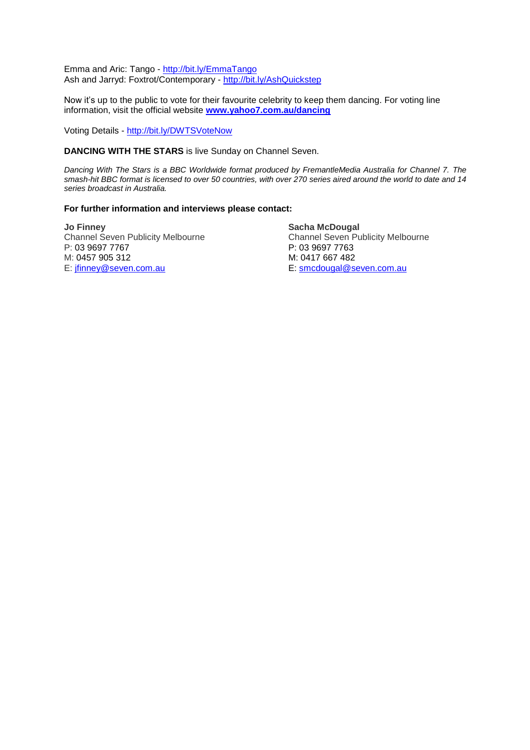Emma and Aric: Tango - http://bit.ly/EmmaTango
Ash and Jarryd: Foxtrot/Contemporary - http://bit.ly/AshQuickstep

Now it's up to the public to vote for their favourite celebrity to keep them dancing. For voting line information, visit the official website **www.yahoo7.com.au/dancing**

Voting Details - http://bit.ly/DWTSVoteNow

**DANCING WITH THE STARS** is live Sunday on Channel Seven.

*Dancing With The Stars is a BBC Worldwide format produced by FremantleMedia Australia for Channel 7. The smash-hit BBC format is licensed to over 50 countries, with over 270 series aired around the world to date and 14 series broadcast in Australia.*

**For further information and interviews please contact:**

**Jo Finney**
Channel Seven Publicity Melbourne
P: 03 9697 7767
M: 0457 905 312
E: jfinney@seven.com.au

**Sacha McDougal**
Channel Seven Publicity Melbourne
P: 03 9697 7763
M: 0417 667 482
E: smcdougal@seven.com.au